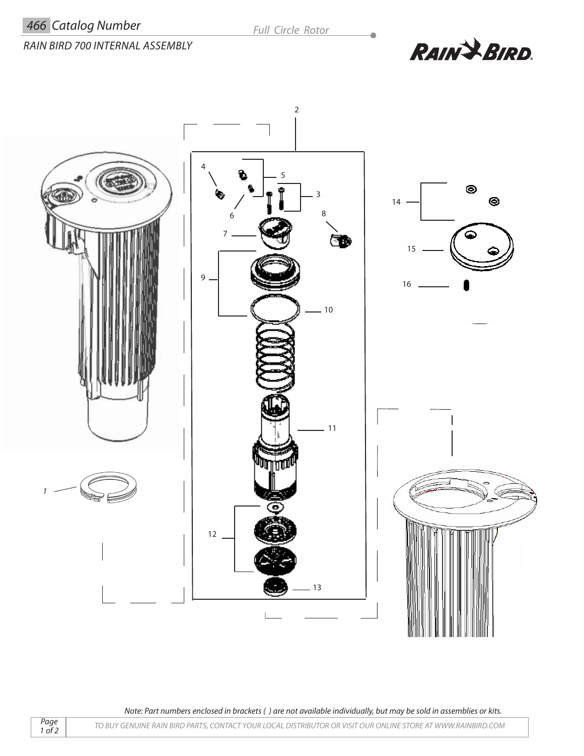# 466 Catalog Number

*Full Circle Rotor*

*RAIN BIRD 700 INTERNAL ASSEMBLY*

RAIN BIRD

2

4

5

3

6

8

7

9

10

11

12

13

14

15

16

1

*Note: Part numbers enclosed in brackets ( ) are not available individually, but may be sold in assemblies or kits.*

*TO BUY GENUINE RAIN BIRD PARTS, CONTACT YOUR LOCAL DISTRIBUTOR OR VISIT OUR ONLINE STORE AT WWW.RAINBIRD.COM*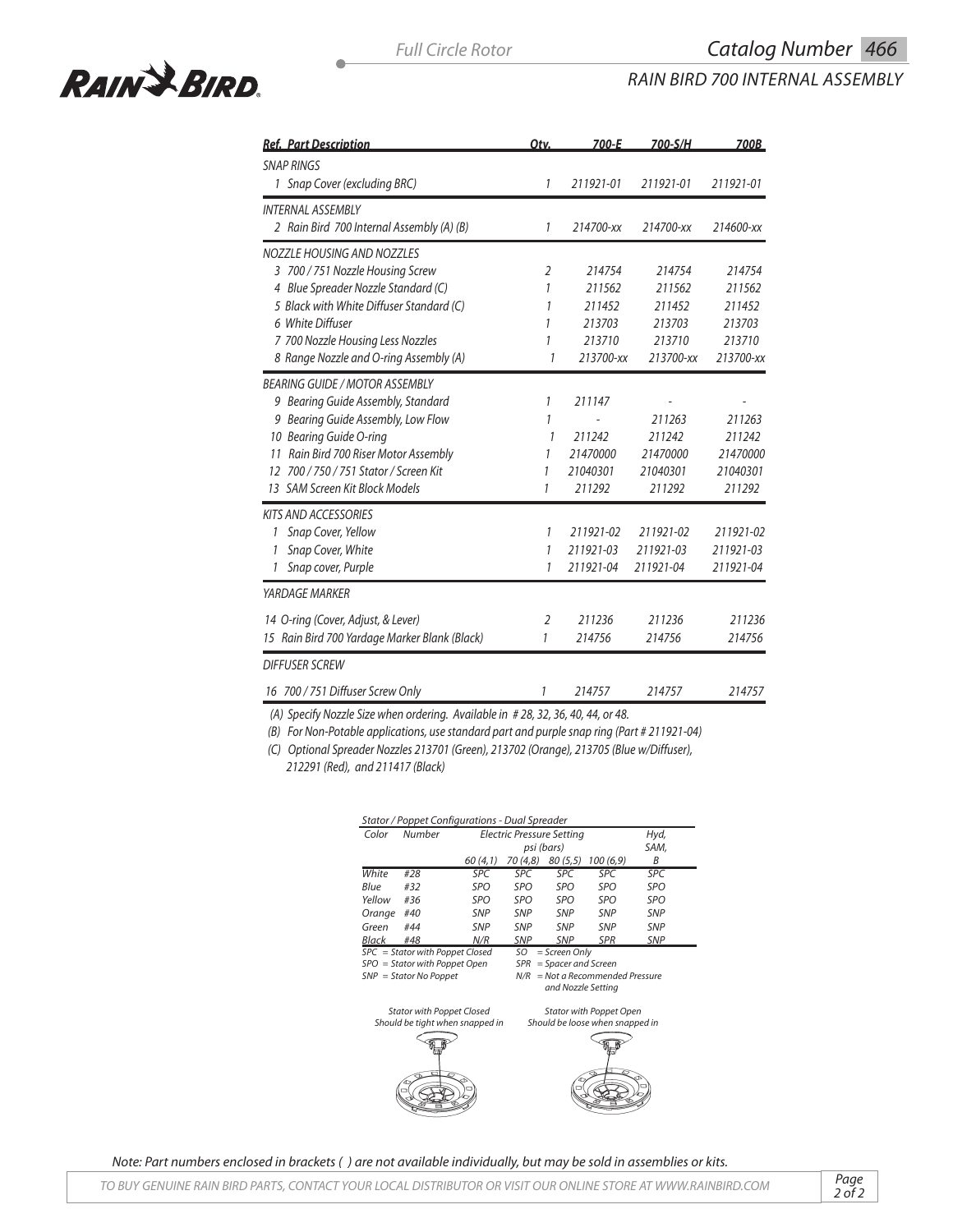Full Circle Rotor

Catalog Number 466

## RAIN BIRD 700 INTERNAL ASSEMBLY

| Ref. Part Description | Qty. | 700-E | 700-S/H | 700B |
|---|---|---|---|---|
| *SNAP RINGS* | | | | |
| 1 Snap Cover (excluding BRC) | 1 | 211921-01 | 211921-01 | 211921-01 |
| *INTERNAL ASSEMBLY* | | | | |
| 2 Rain Bird 700 Internal Assembly (A) (B) | 1 | 214700-xx | 214700-xx | 214600-xx |
| *NOZZLE HOUSING AND NOZZLES* | | | | |
| 3 700 / 751 Nozzle Housing Screw | 2 | 214754 | 214754 | 214754 |
| 4 Blue Spreader Nozzle Standard (C) | 1 | 211562 | 211562 | 211562 |
| 5 Black with White Diffuser Standard (C) | 1 | 211452 | 211452 | 211452 |
| 6 White Diffuser | 1 | 213703 | 213703 | 213703 |
| 7 700 Nozzle Housing Less Nozzles | 1 | 213710 | 213710 | 213710 |
| 8 Range Nozzle and O-ring Assembly (A) | 1 | 213700-xx | 213700-xx | 213700-xx |
| *BEARING GUIDE / MOTOR ASSEMBLY* | | | | |
| 9 Bearing Guide Assembly, Standard | 1 | 211147 | - | - |
| 9 Bearing Guide Assembly, Low Flow | 1 | - | 211263 | 211263 |
| 10 Bearing Guide O-ring | 1 | 211242 | 211242 | 211242 |
| 11 Rain Bird 700 Riser Motor Assembly | 1 | 21470000 | 21470000 | 21470000 |
| 12 700 / 750 / 751 Stator / Screen Kit | 1 | 21040301 | 21040301 | 21040301 |
| 13 SAM Screen Kit Block Models | 1 | 211292 | 211292 | 211292 |
| *KITS AND ACCESSORIES* | | | | |
| 1 Snap Cover, Yellow | 1 | 211921-02 | 211921-02 | 211921-02 |
| 1 Snap Cover, White | 1 | 211921-03 | 211921-03 | 211921-03 |
| 1 Snap cover, Purple | 1 | 211921-04 | 211921-04 | 211921-04 |
| *YARDAGE MARKER* | | | | |
| 14 O-ring (Cover, Adjust, & Lever) | 2 | 211236 | 211236 | 211236 |
| 15 Rain Bird 700 Yardage Marker Blank (Black) | 1 | 214756 | 214756 | 214756 |
| *DIFFUSER SCREW* | | | | |
| 16 700 / 751 Diffuser Screw Only | 1 | 214757 | 214757 | 214757 |

(A) Specify Nozzle Size when ordering. Available in # 28, 32, 36, 40, 44, or 48.

(B) For Non-Potable applications, use standard part and purple snap ring (Part # 211921-04)

(C) Optional Spreader Nozzles 213701 (Green), 213702 (Orange), 213705 (Blue w/Diffuser), 212291 (Red), and 211417 (Black)

*Stator / Poppet Configurations - Dual Spreader*

| Color | Number | Electric Pressure Setting psi (bars) | | | | Hyd, SAM, B |
|---|---|---|---|---|---|---|
| | | 60 (4,1) | 70 (4,8) | 80 (5,5) | 100 (6,9) | |
| White | #28 | SPC | SPC | SPC | SPC | SPC |
| Blue | #32 | SPO | SPO | SPO | SPO | SPO |
| Yellow | #36 | SPO | SPO | SPO | SPO | SPO |
| Orange | #40 | SNP | SNP | SNP | SNP | SNP |
| Green | #44 | SNP | SNP | SNP | SNP | SNP |
| Black | #48 | N/R | SNP | SNP | SPR | SNP |

SPC = Stator with Poppet Closed
SPO = Stator with Poppet Open
SNP = Stator No Poppet
SO = Screen Only
SPR = Spacer and Screen
N/R = Not a Recommended Pressure and Nozzle Setting

Stator with Poppet Closed
Should be tight when snapped in

Stator with Poppet Open
Should be loose when snapped in

*Note: Part numbers enclosed in brackets ( ) are not available individually, but may be sold in assemblies or kits.*

TO BUY GENUINE RAIN BIRD PARTS, CONTACT YOUR LOCAL DISTRIBUTOR OR VISIT OUR ONLINE STORE AT WWW.RAINBIRD.COM